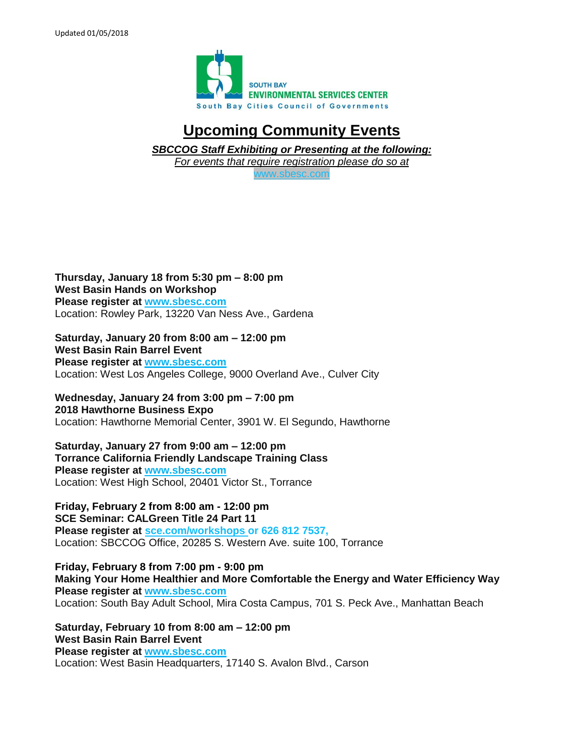Updated 01/05/2018

SOUTH BAY
ENVIRONMENTAL SERVICES CENTER
South Bay Cities Council of Governments

# Upcoming Community Events

***SBCCOG Staff Exhibiting or Presenting at the following:***

*For events that require registration please do so at*
www.sbesc.com

**Thursday, January 18 from 5:30 pm – 8:00 pm**
**West Basin Hands on Workshop**
**Please register at www.sbesc.com**
Location: Rowley Park, 13220 Van Ness Ave., Gardena

**Saturday, January 20 from 8:00 am – 12:00 pm**
**West Basin Rain Barrel Event**
**Please register at www.sbesc.com**
Location: West Los Angeles College, 9000 Overland Ave., Culver City

**Wednesday, January 24 from 3:00 pm – 7:00 pm**
**2018 Hawthorne Business Expo**
Location: Hawthorne Memorial Center, 3901 W. El Segundo, Hawthorne

**Saturday, January 27 from 9:00 am – 12:00 pm**
**Torrance California Friendly Landscape Training Class**
**Please register at www.sbesc.com**
Location: West High School, 20401 Victor St., Torrance

**Friday, February 2 from 8:00 am - 12:00 pm**
**SCE Seminar: CALGreen Title 24 Part 11**
**Please register at sce.com/workshops or 626 812 7537,**
Location: SBCCOG Office, 20285 S. Western Ave. suite 100, Torrance

**Friday, February 8 from 7:00 pm - 9:00 pm**
**Making Your Home Healthier and More Comfortable the Energy and Water Efficiency Way**
**Please register at www.sbesc.com**
Location: South Bay Adult School, Mira Costa Campus, 701 S. Peck Ave., Manhattan Beach

**Saturday, February 10 from 8:00 am – 12:00 pm**
**West Basin Rain Barrel Event**
**Please register at www.sbesc.com**
Location: West Basin Headquarters, 17140 S. Avalon Blvd., Carson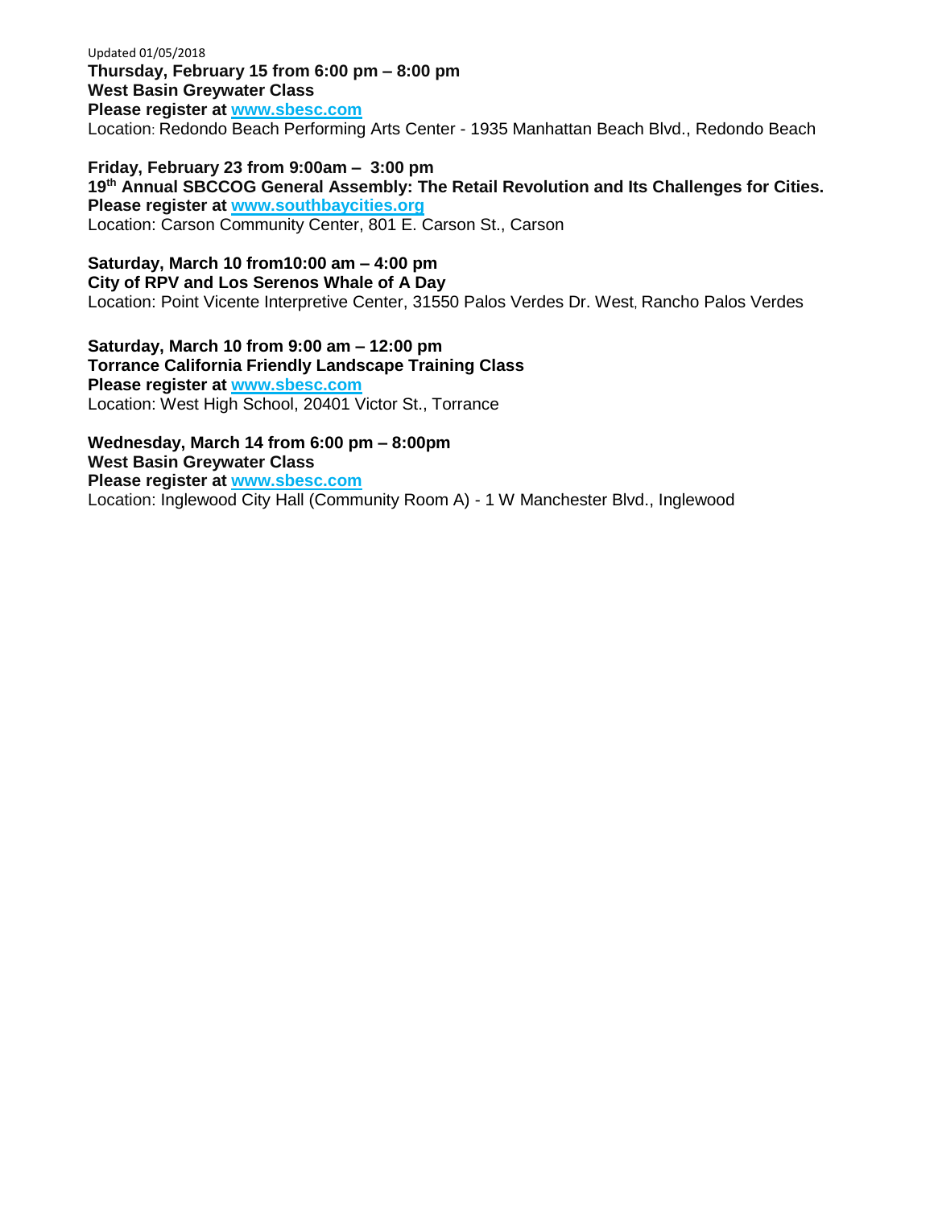Updated 01/05/2018

**Thursday, February 15 from 6:00 pm – 8:00 pm**
**West Basin Greywater Class**
**Please register at [www.sbesc.com](http://www.sbesc.com)**
Location: Redondo Beach Performing Arts Center - 1935 Manhattan Beach Blvd., Redondo Beach

**Friday, February 23 from 9:00am – 3:00 pm**
**19th Annual SBCCOG General Assembly: The Retail Revolution and Its Challenges for Cities.**
**Please register at [www.southbaycities.org](http://www.southbaycities.org)**
Location: Carson Community Center, 801 E. Carson St., Carson

**Saturday, March 10 from10:00 am – 4:00 pm**
**City of RPV and Los Serenos Whale of A Day**
Location: Point Vicente Interpretive Center, 31550 Palos Verdes Dr. West, Rancho Palos Verdes

**Saturday, March 10 from 9:00 am – 12:00 pm**
**Torrance California Friendly Landscape Training Class**
**Please register at [www.sbesc.com](http://www.sbesc.com)**
Location: West High School, 20401 Victor St., Torrance

**Wednesday, March 14 from 6:00 pm – 8:00pm**
**West Basin Greywater Class**
**Please register at [www.sbesc.com](http://www.sbesc.com)**
Location: Inglewood City Hall (Community Room A) - 1 W Manchester Blvd., Inglewood